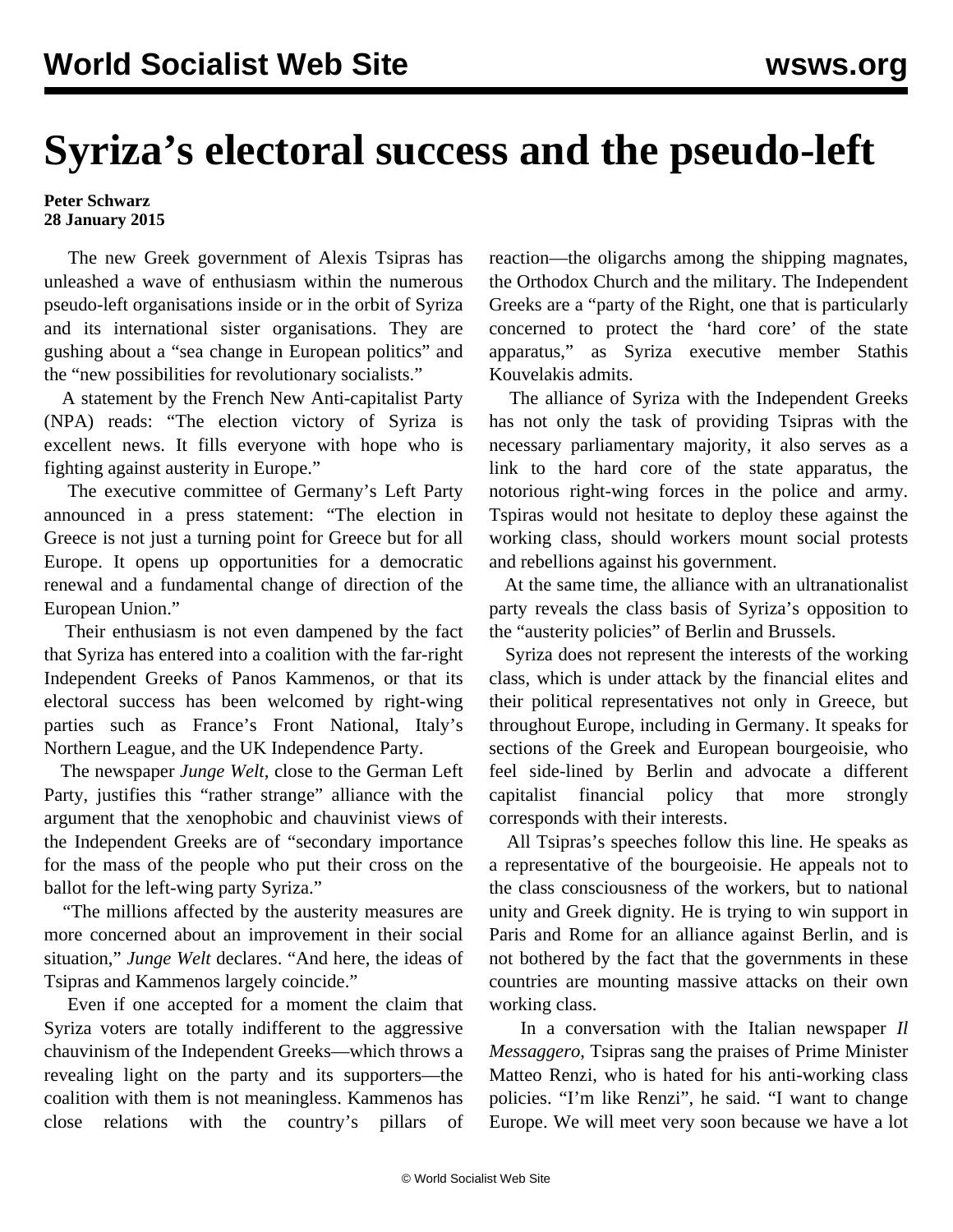# Syriza's electoral success and the pseudo-left

**Peter Schwarz**
**28 January 2015**

The new Greek government of Alexis Tsipras has unleashed a wave of enthusiasm within the numerous pseudo-left organisations inside or in the orbit of Syriza and its international sister organisations. They are gushing about a "sea change in European politics" and the "new possibilities for revolutionary socialists."

A statement by the French New Anti-capitalist Party (NPA) reads: "The election victory of Syriza is excellent news. It fills everyone with hope who is fighting against austerity in Europe."

The executive committee of Germany's Left Party announced in a press statement: "The election in Greece is not just a turning point for Greece but for all Europe. It opens up opportunities for a democratic renewal and a fundamental change of direction of the European Union."

Their enthusiasm is not even dampened by the fact that Syriza has entered into a coalition with the far-right Independent Greeks of Panos Kammenos, or that its electoral success has been welcomed by right-wing parties such as France's Front National, Italy's Northern League, and the UK Independence Party.

The newspaper *Junge Welt*, close to the German Left Party, justifies this "rather strange" alliance with the argument that the xenophobic and chauvinist views of the Independent Greeks are of "secondary importance for the mass of the people who put their cross on the ballot for the left-wing party Syriza."

"The millions affected by the austerity measures are more concerned about an improvement in their social situation," *Junge Welt* declares. "And here, the ideas of Tsipras and Kammenos largely coincide."

Even if one accepted for a moment the claim that Syriza voters are totally indifferent to the aggressive chauvinism of the Independent Greeks—which throws a revealing light on the party and its supporters—the coalition with them is not meaningless. Kammenos has close relations with the country's pillars of reaction—the oligarchs among the shipping magnates, the Orthodox Church and the military. The Independent Greeks are a "party of the Right, one that is particularly concerned to protect the 'hard core' of the state apparatus," as Syriza executive member Stathis Kouvelakis admits.

The alliance of Syriza with the Independent Greeks has not only the task of providing Tsipras with the necessary parliamentary majority, it also serves as a link to the hard core of the state apparatus, the notorious right-wing forces in the police and army. Tspiras would not hesitate to deploy these against the working class, should workers mount social protests and rebellions against his government.

At the same time, the alliance with an ultranationalist party reveals the class basis of Syriza's opposition to the "austerity policies" of Berlin and Brussels.

Syriza does not represent the interests of the working class, which is under attack by the financial elites and their political representatives not only in Greece, but throughout Europe, including in Germany. It speaks for sections of the Greek and European bourgeoisie, who feel side-lined by Berlin and advocate a different capitalist financial policy that more strongly corresponds with their interests.

All Tsipras's speeches follow this line. He speaks as a representative of the bourgeoisie. He appeals not to the class consciousness of the workers, but to national unity and Greek dignity. He is trying to win support in Paris and Rome for an alliance against Berlin, and is not bothered by the fact that the governments in these countries are mounting massive attacks on their own working class.

In a conversation with the Italian newspaper *Il Messaggero*, Tsipras sang the praises of Prime Minister Matteo Renzi, who is hated for his anti-working class policies. "I'm like Renzi", he said. "I want to change Europe. We will meet very soon because we have a lot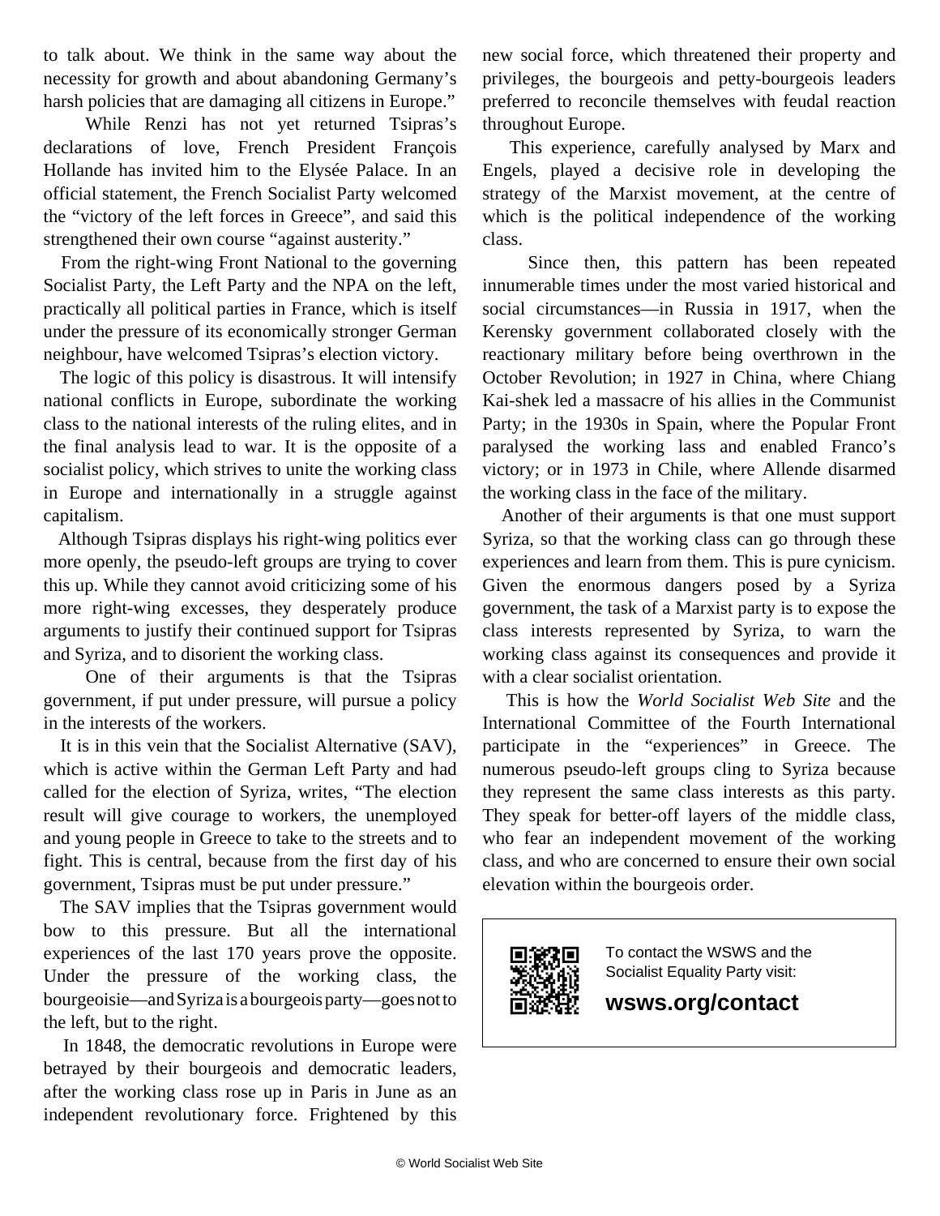to talk about. We think in the same way about the necessity for growth and about abandoning Germany's harsh policies that are damaging all citizens in Europe."

While Renzi has not yet returned Tsipras's declarations of love, French President François Hollande has invited him to the Elysée Palace. In an official statement, the French Socialist Party welcomed the "victory of the left forces in Greece", and said this strengthened their own course "against austerity."

From the right-wing Front National to the governing Socialist Party, the Left Party and the NPA on the left, practically all political parties in France, which is itself under the pressure of its economically stronger German neighbour, have welcomed Tsipras's election victory.

The logic of this policy is disastrous. It will intensify national conflicts in Europe, subordinate the working class to the national interests of the ruling elites, and in the final analysis lead to war. It is the opposite of a socialist policy, which strives to unite the working class in Europe and internationally in a struggle against capitalism.

Although Tsipras displays his right-wing politics ever more openly, the pseudo-left groups are trying to cover this up. While they cannot avoid criticizing some of his more right-wing excesses, they desperately produce arguments to justify their continued support for Tsipras and Syriza, and to disorient the working class.

One of their arguments is that the Tsipras government, if put under pressure, will pursue a policy in the interests of the workers.

It is in this vein that the Socialist Alternative (SAV), which is active within the German Left Party and had called for the election of Syriza, writes, "The election result will give courage to workers, the unemployed and young people in Greece to take to the streets and to fight. This is central, because from the first day of his government, Tsipras must be put under pressure."

The SAV implies that the Tsipras government would bow to this pressure. But all the international experiences of the last 170 years prove the opposite. Under the pressure of the working class, the bourgeoisie—and Syriza is a bourgeois party—goes not to the left, but to the right.

In 1848, the democratic revolutions in Europe were betrayed by their bourgeois and democratic leaders, after the working class rose up in Paris in June as an independent revolutionary force. Frightened by this new social force, which threatened their property and privileges, the bourgeois and petty-bourgeois leaders preferred to reconcile themselves with feudal reaction throughout Europe.

This experience, carefully analysed by Marx and Engels, played a decisive role in developing the strategy of the Marxist movement, at the centre of which is the political independence of the working class.

Since then, this pattern has been repeated innumerable times under the most varied historical and social circumstances—in Russia in 1917, when the Kerensky government collaborated closely with the reactionary military before being overthrown in the October Revolution; in 1927 in China, where Chiang Kai-shek led a massacre of his allies in the Communist Party; in the 1930s in Spain, where the Popular Front paralysed the working lass and enabled Franco's victory; or in 1973 in Chile, where Allende disarmed the working class in the face of the military.

Another of their arguments is that one must support Syriza, so that the working class can go through these experiences and learn from them. This is pure cynicism. Given the enormous dangers posed by a Syriza government, the task of a Marxist party is to expose the class interests represented by Syriza, to warn the working class against its consequences and provide it with a clear socialist orientation.

This is how the *World Socialist Web Site* and the International Committee of the Fourth International participate in the "experiences" in Greece. The numerous pseudo-left groups cling to Syriza because they represent the same class interests as this party. They speak for better-off layers of the middle class, who fear an independent movement of the working class, and who are concerned to ensure their own social elevation within the bourgeois order.

To contact the WSWS and the Socialist Equality Party visit:

**wsws.org/contact**